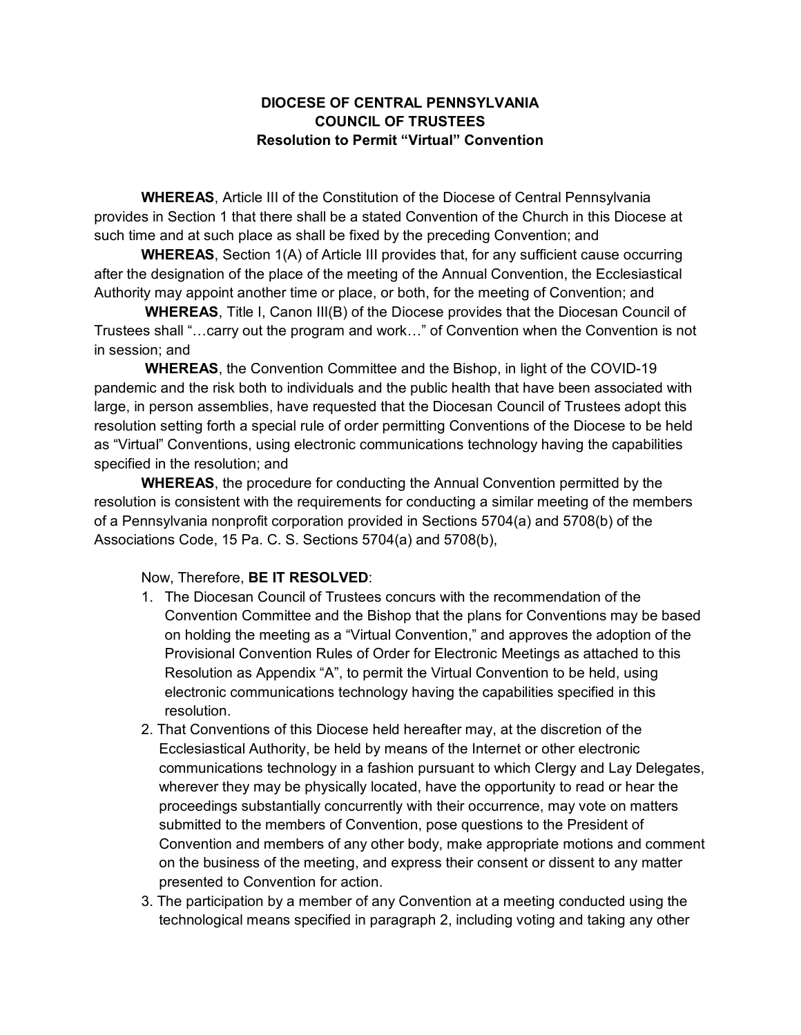# DIOCESE OF CENTRAL PENNSYLVANIA
## COUNCIL OF TRUSTEES
### Resolution to Permit "Virtual" Convention

**WHEREAS**, Article III of the Constitution of the Diocese of Central Pennsylvania provides in Section 1 that there shall be a stated Convention of the Church in this Diocese at such time and at such place as shall be fixed by the preceding Convention; and

**WHEREAS**, Section 1(A) of Article III provides that, for any sufficient cause occurring after the designation of the place of the meeting of the Annual Convention, the Ecclesiastical Authority may appoint another time or place, or both, for the meeting of Convention; and

**WHEREAS**, Title I, Canon III(B) of the Diocese provides that the Diocesan Council of Trustees shall "…carry out the program and work…" of Convention when the Convention is not in session; and

**WHEREAS**, the Convention Committee and the Bishop, in light of the COVID-19 pandemic and the risk both to individuals and the public health that have been associated with large, in person assemblies, have requested that the Diocesan Council of Trustees adopt this resolution setting forth a special rule of order permitting Conventions of the Diocese to be held as "Virtual" Conventions, using electronic communications technology having the capabilities specified in the resolution; and

**WHEREAS**, the procedure for conducting the Annual Convention permitted by the resolution is consistent with the requirements for conducting a similar meeting of the members of a Pennsylvania nonprofit corporation provided in Sections 5704(a) and 5708(b) of the Associations Code, 15 Pa. C. S. Sections 5704(a) and 5708(b),

Now, Therefore, **BE IT RESOLVED**:

1. The Diocesan Council of Trustees concurs with the recommendation of the Convention Committee and the Bishop that the plans for Conventions may be based on holding the meeting as a "Virtual Convention," and approves the adoption of the Provisional Convention Rules of Order for Electronic Meetings as attached to this Resolution as Appendix "A", to permit the Virtual Convention to be held, using electronic communications technology having the capabilities specified in this resolution.
2. That Conventions of this Diocese held hereafter may, at the discretion of the Ecclesiastical Authority, be held by means of the Internet or other electronic communications technology in a fashion pursuant to which Clergy and Lay Delegates, wherever they may be physically located, have the opportunity to read or hear the proceedings substantially concurrently with their occurrence, may vote on matters submitted to the members of Convention, pose questions to the President of Convention and members of any other body, make appropriate motions and comment on the business of the meeting, and express their consent or dissent to any matter presented to Convention for action.
3. The participation by a member of any Convention at a meeting conducted using the technological means specified in paragraph 2, including voting and taking any other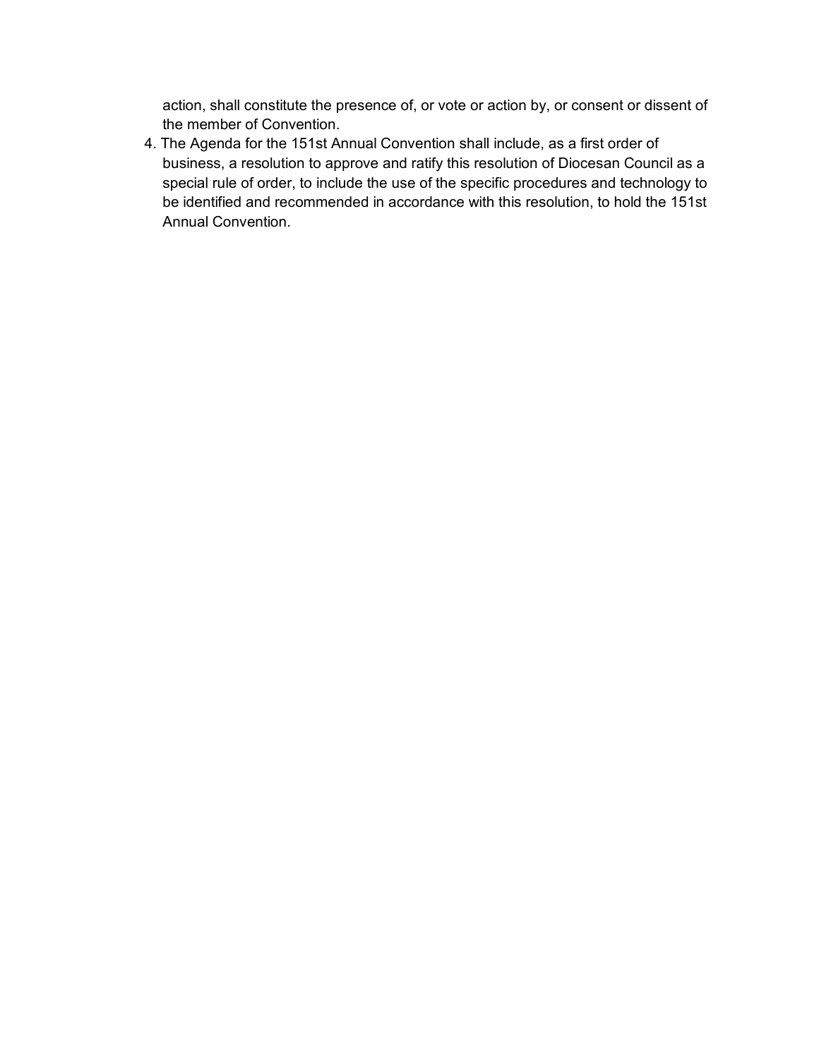action, shall constitute the presence of, or vote or action by, or consent or dissent of the member of Convention.

4. The Agenda for the 151st Annual Convention shall include, as a first order of business, a resolution to approve and ratify this resolution of Diocesan Council as a special rule of order, to include the use of the specific procedures and technology to be identified and recommended in accordance with this resolution, to hold the 151st Annual Convention.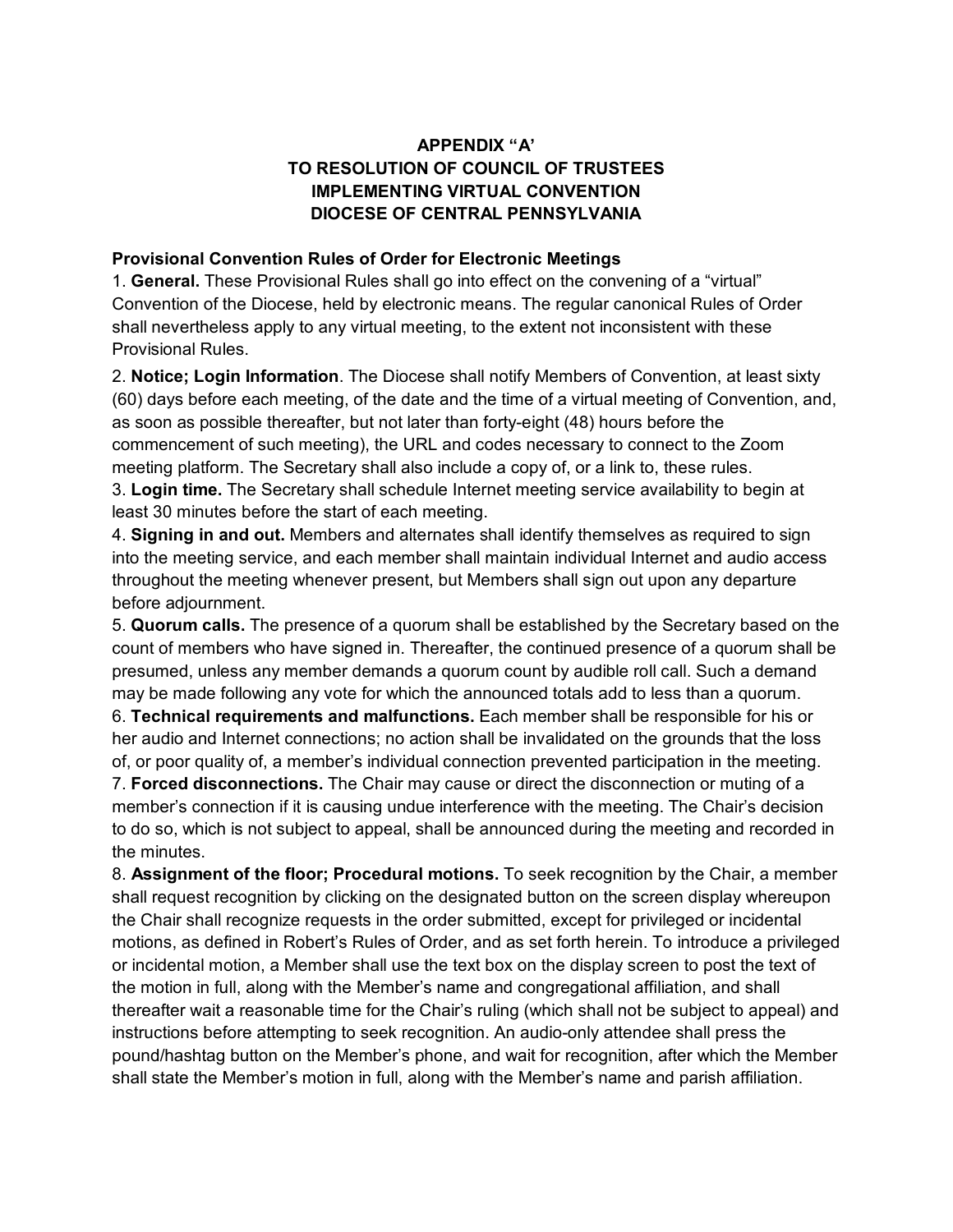# APPENDIX "A'
# TO RESOLUTION OF COUNCIL OF TRUSTEES
# IMPLEMENTING VIRTUAL CONVENTION
# DIOCESE OF CENTRAL PENNSYLVANIA

**Provisional Convention Rules of Order for Electronic Meetings**

1. **General.** These Provisional Rules shall go into effect on the convening of a "virtual" Convention of the Diocese, held by electronic means. The regular canonical Rules of Order shall nevertheless apply to any virtual meeting, to the extent not inconsistent with these Provisional Rules.

2. **Notice; Login Information**. The Diocese shall notify Members of Convention, at least sixty (60) days before each meeting, of the date and the time of a virtual meeting of Convention, and, as soon as possible thereafter, but not later than forty-eight (48) hours before the commencement of such meeting), the URL and codes necessary to connect to the Zoom meeting platform. The Secretary shall also include a copy of, or a link to, these rules.

3. **Login time.** The Secretary shall schedule Internet meeting service availability to begin at least 30 minutes before the start of each meeting.

4. **Signing in and out.** Members and alternates shall identify themselves as required to sign into the meeting service, and each member shall maintain individual Internet and audio access throughout the meeting whenever present, but Members shall sign out upon any departure before adjournment.

5. **Quorum calls.** The presence of a quorum shall be established by the Secretary based on the count of members who have signed in. Thereafter, the continued presence of a quorum shall be presumed, unless any member demands a quorum count by audible roll call. Such a demand may be made following any vote for which the announced totals add to less than a quorum.

6. **Technical requirements and malfunctions.** Each member shall be responsible for his or her audio and Internet connections; no action shall be invalidated on the grounds that the loss of, or poor quality of, a member's individual connection prevented participation in the meeting.

7. **Forced disconnections.** The Chair may cause or direct the disconnection or muting of a member's connection if it is causing undue interference with the meeting. The Chair's decision to do so, which is not subject to appeal, shall be announced during the meeting and recorded in the minutes.

8. **Assignment of the floor; Procedural motions.** To seek recognition by the Chair, a member shall request recognition by clicking on the designated button on the screen display whereupon the Chair shall recognize requests in the order submitted, except for privileged or incidental motions, as defined in Robert's Rules of Order, and as set forth herein. To introduce a privileged or incidental motion, a Member shall use the text box on the display screen to post the text of the motion in full, along with the Member's name and congregational affiliation, and shall thereafter wait a reasonable time for the Chair's ruling (which shall not be subject to appeal) and instructions before attempting to seek recognition. An audio-only attendee shall press the pound/hashtag button on the Member's phone, and wait for recognition, after which the Member shall state the Member's motion in full, along with the Member's name and parish affiliation.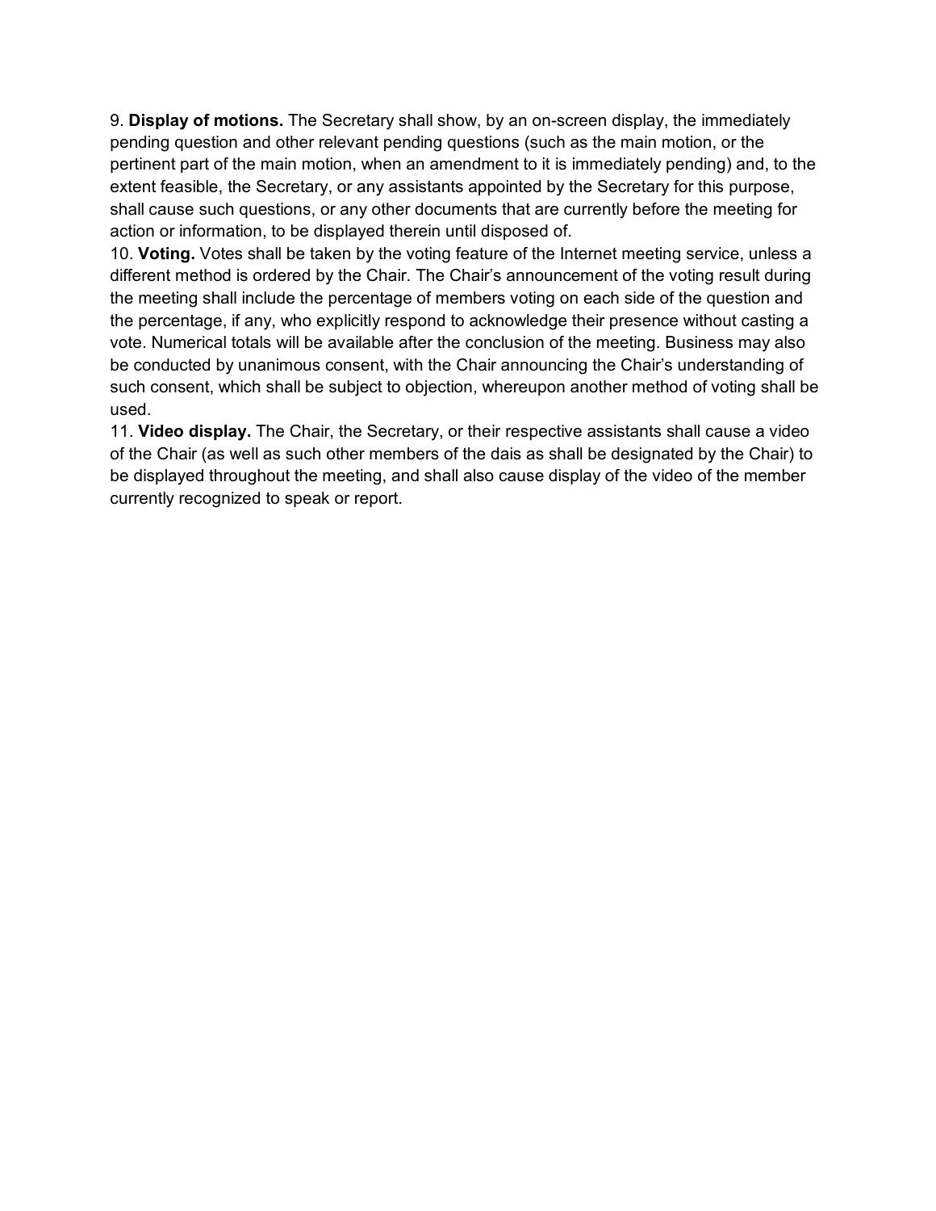9. **Display of motions.** The Secretary shall show, by an on-screen display, the immediately pending question and other relevant pending questions (such as the main motion, or the pertinent part of the main motion, when an amendment to it is immediately pending) and, to the extent feasible, the Secretary, or any assistants appointed by the Secretary for this purpose, shall cause such questions, or any other documents that are currently before the meeting for action or information, to be displayed therein until disposed of.

10. **Voting.** Votes shall be taken by the voting feature of the Internet meeting service, unless a different method is ordered by the Chair. The Chair's announcement of the voting result during the meeting shall include the percentage of members voting on each side of the question and the percentage, if any, who explicitly respond to acknowledge their presence without casting a vote. Numerical totals will be available after the conclusion of the meeting. Business may also be conducted by unanimous consent, with the Chair announcing the Chair's understanding of such consent, which shall be subject to objection, whereupon another method of voting shall be used.

11. **Video display.** The Chair, the Secretary, or their respective assistants shall cause a video of the Chair (as well as such other members of the dais as shall be designated by the Chair) to be displayed throughout the meeting, and shall also cause display of the video of the member currently recognized to speak or report.